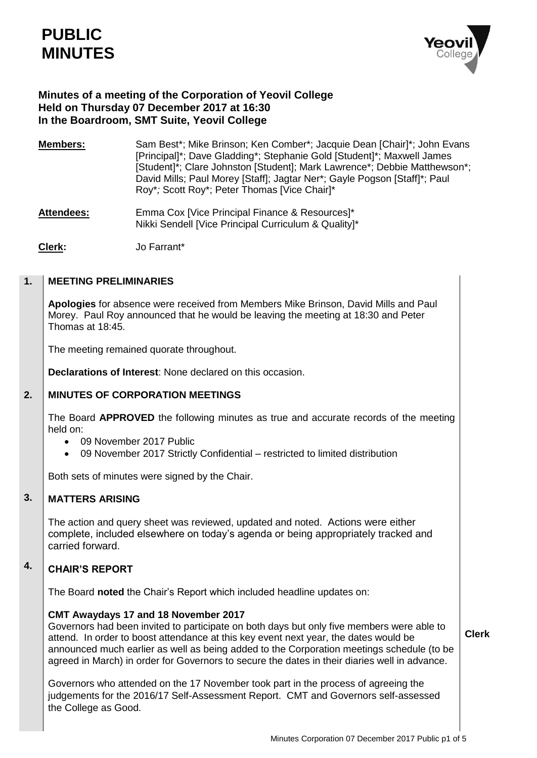# PUBLIC MINUTES

**Minutes of a meeting of the Corporation of Yeovil College**
**Held on Thursday 07 December 2017 at 16:30**
**In the Boardroom, SMT Suite, Yeovil College**

**Members:** Sam Best*; Mike Brinson; Ken Comber*; Jacquie Dean [Chair]*; John Evans [Principal]*; Dave Gladding*; Stephanie Gold [Student]*; Maxwell James [Student]*; Clare Johnston [Student]; Mark Lawrence*; Debbie Matthewson*; David Mills; Paul Morey [Staff]; Jagtar Ner*; Gayle Pogson [Staff]*; Paul Roy*; Scott Roy*; Peter Thomas [Vice Chair]*

**Attendees:** Emma Cox [Vice Principal Finance & Resources]*
Nikki Sendell [Vice Principal Curriculum & Quality]*

**Clerk:** Jo Farrant*

## 1. MEETING PRELIMINARIES

**Apologies** for absence were received from Members Mike Brinson, David Mills and Paul Morey. Paul Roy announced that he would be leaving the meeting at 18:30 and Peter Thomas at 18:45.

The meeting remained quorate throughout.

**Declarations of Interest**: None declared on this occasion.

## 2. MINUTES OF CORPORATION MEETINGS

The Board **APPROVED** the following minutes as true and accurate records of the meeting held on:

- 09 November 2017 Public
- 09 November 2017 Strictly Confidential – restricted to limited distribution

Both sets of minutes were signed by the Chair.

## 3. MATTERS ARISING

The action and query sheet was reviewed, updated and noted. Actions were either complete, included elsewhere on today's agenda or being appropriately tracked and carried forward.

## 4. CHAIR'S REPORT

The Board **noted** the Chair's Report which included headline updates on:

**CMT Awaydays 17 and 18 November 2017**

Governors had been invited to participate on both days but only five members were able to attend. In order to boost attendance at this key event next year, the dates would be announced much earlier as well as being added to the Corporation meetings schedule (to be agreed in March) in order for Governors to secure the dates in their diaries well in advance. **Clerk**

Governors who attended on the 17 November took part in the process of agreeing the judgements for the 2016/17 Self-Assessment Report. CMT and Governors self-assessed the College as Good.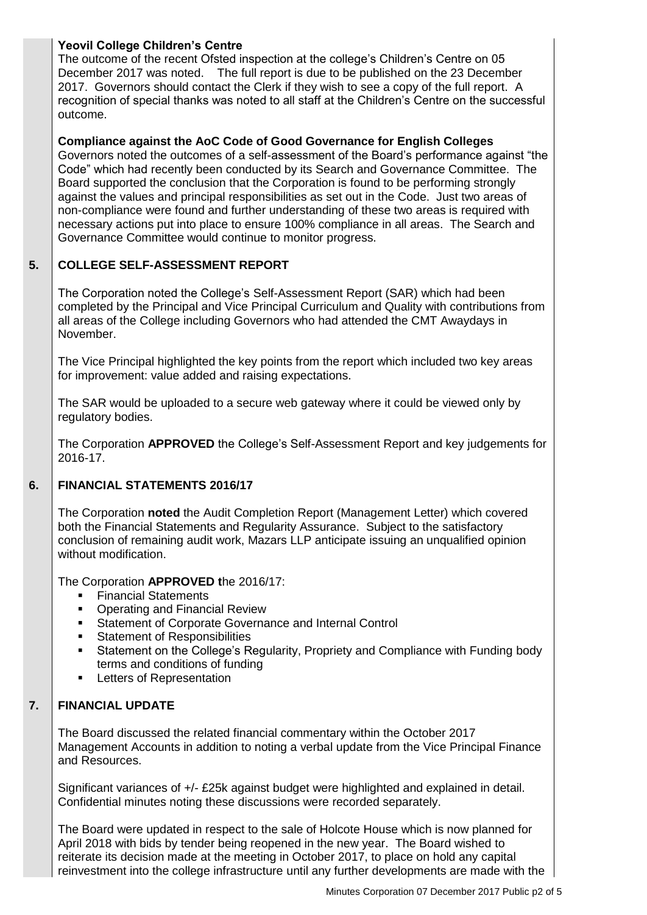**Yeovil College Children's Centre**

The outcome of the recent Ofsted inspection at the college's Children's Centre on 05 December 2017 was noted. The full report is due to be published on the 23 December 2017. Governors should contact the Clerk if they wish to see a copy of the full report. A recognition of special thanks was noted to all staff at the Children's Centre on the successful outcome.

**Compliance against the AoC Code of Good Governance for English Colleges**

Governors noted the outcomes of a self-assessment of the Board's performance against "the Code" which had recently been conducted by its Search and Governance Committee. The Board supported the conclusion that the Corporation is found to be performing strongly against the values and principal responsibilities as set out in the Code. Just two areas of non-compliance were found and further understanding of these two areas is required with necessary actions put into place to ensure 100% compliance in all areas. The Search and Governance Committee would continue to monitor progress.

## 5. COLLEGE SELF-ASSESSMENT REPORT

The Corporation noted the College's Self-Assessment Report (SAR) which had been completed by the Principal and Vice Principal Curriculum and Quality with contributions from all areas of the College including Governors who had attended the CMT Awaydays in November.

The Vice Principal highlighted the key points from the report which included two key areas for improvement: value added and raising expectations.

The SAR would be uploaded to a secure web gateway where it could be viewed only by regulatory bodies.

The Corporation **APPROVED** the College's Self-Assessment Report and key judgements for 2016-17.

## 6. FINANCIAL STATEMENTS 2016/17

The Corporation **noted** the Audit Completion Report (Management Letter) which covered both the Financial Statements and Regularity Assurance. Subject to the satisfactory conclusion of remaining audit work, Mazars LLP anticipate issuing an unqualified opinion without modification.

The Corporation **APPROVED t**he 2016/17:

- Financial Statements
- Operating and Financial Review
- Statement of Corporate Governance and Internal Control
- Statement of Responsibilities
- Statement on the College's Regularity, Propriety and Compliance with Funding body terms and conditions of funding
- Letters of Representation

## 7. FINANCIAL UPDATE

The Board discussed the related financial commentary within the October 2017 Management Accounts in addition to noting a verbal update from the Vice Principal Finance and Resources.

Significant variances of +/- £25k against budget were highlighted and explained in detail. Confidential minutes noting these discussions were recorded separately.

The Board were updated in respect to the sale of Holcote House which is now planned for April 2018 with bids by tender being reopened in the new year. The Board wished to reiterate its decision made at the meeting in October 2017, to place on hold any capital reinvestment into the college infrastructure until any further developments are made with the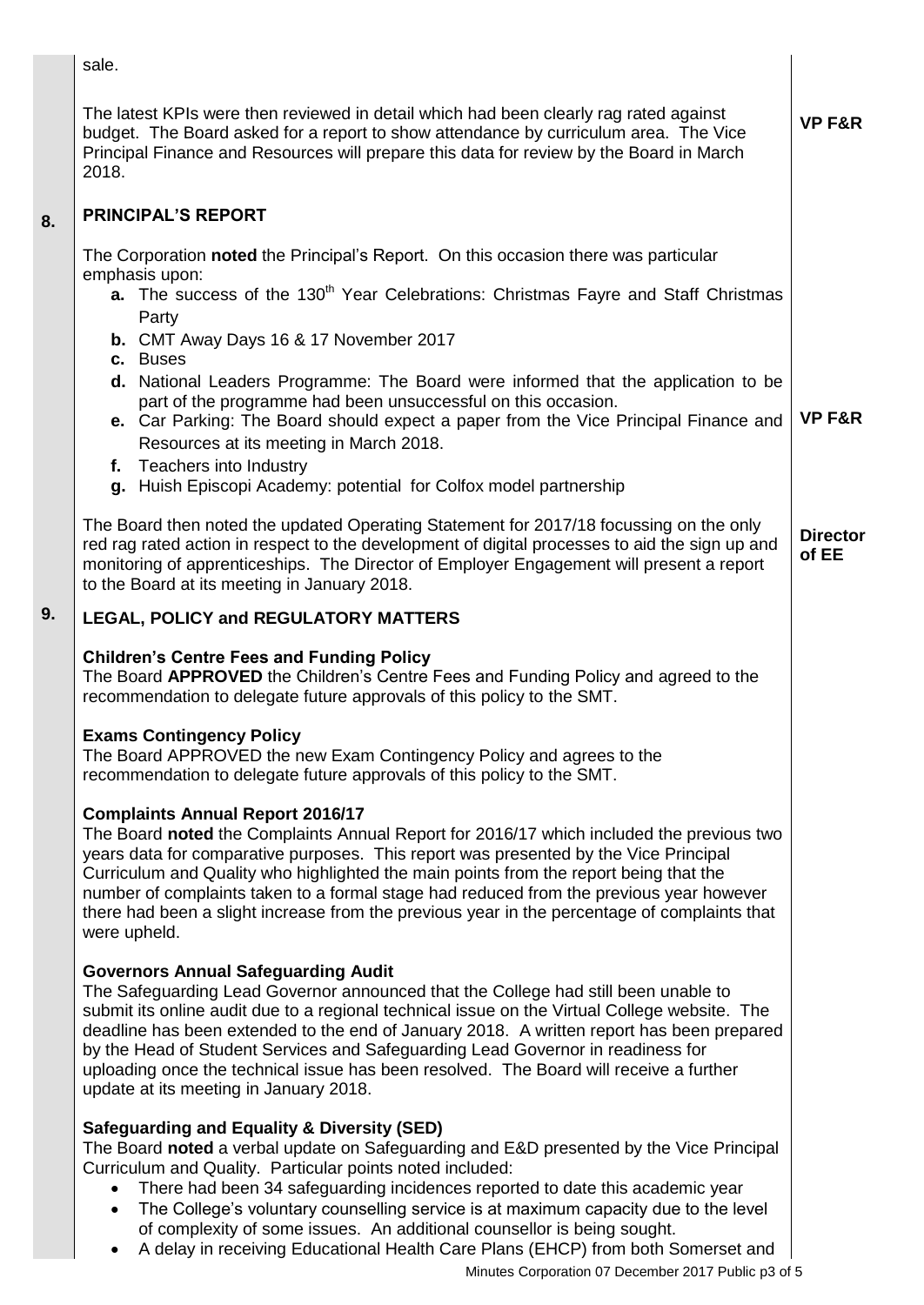sale.

The latest KPIs were then reviewed in detail which had been clearly rag rated against budget. The Board asked for a report to show attendance by curriculum area. The Vice Principal Finance and Resources will prepare this data for review by the Board in March 2018. **VP F&R**

## 8. PRINCIPAL'S REPORT

The Corporation **noted** the Principal's Report. On this occasion there was particular emphasis upon:

- **a.** The success of the 130th Year Celebrations: Christmas Fayre and Staff Christmas Party
- **b.** CMT Away Days 16 & 17 November 2017
- **c.** Buses
- **d.** National Leaders Programme: The Board were informed that the application to be part of the programme had been unsuccessful on this occasion.
- **e.** Car Parking: The Board should expect a paper from the Vice Principal Finance and Resources at its meeting in March 2018. **VP F&R**
- **f.** Teachers into Industry
- **g.** Huish Episcopi Academy: potential for Colfox model partnership

The Board then noted the updated Operating Statement for 2017/18 focussing on the only red rag rated action in respect to the development of digital processes to aid the sign up and monitoring of apprenticeships. The Director of Employer Engagement will present a report to the Board at its meeting in January 2018. **Director of EE**

## 9. LEGAL, POLICY and REGULATORY MATTERS

**Children's Centre Fees and Funding Policy**
The Board **APPROVED** the Children's Centre Fees and Funding Policy and agreed to the recommendation to delegate future approvals of this policy to the SMT.

**Exams Contingency Policy**
The Board APPROVED the new Exam Contingency Policy and agrees to the recommendation to delegate future approvals of this policy to the SMT.

**Complaints Annual Report 2016/17**
The Board **noted** the Complaints Annual Report for 2016/17 which included the previous two years data for comparative purposes. This report was presented by the Vice Principal Curriculum and Quality who highlighted the main points from the report being that the number of complaints taken to a formal stage had reduced from the previous year however there had been a slight increase from the previous year in the percentage of complaints that were upheld.

**Governors Annual Safeguarding Audit**
The Safeguarding Lead Governor announced that the College had still been unable to submit its online audit due to a regional technical issue on the Virtual College website. The deadline has been extended to the end of January 2018. A written report has been prepared by the Head of Student Services and Safeguarding Lead Governor in readiness for uploading once the technical issue has been resolved. The Board will receive a further update at its meeting in January 2018.

**Safeguarding and Equality & Diversity (SED)**
The Board **noted** a verbal update on Safeguarding and E&D presented by the Vice Principal Curriculum and Quality. Particular points noted included:

- There had been 34 safeguarding incidences reported to date this academic year
- The College's voluntary counselling service is at maximum capacity due to the level of complexity of some issues. An additional counsellor is being sought.
- A delay in receiving Educational Health Care Plans (EHCP) from both Somerset and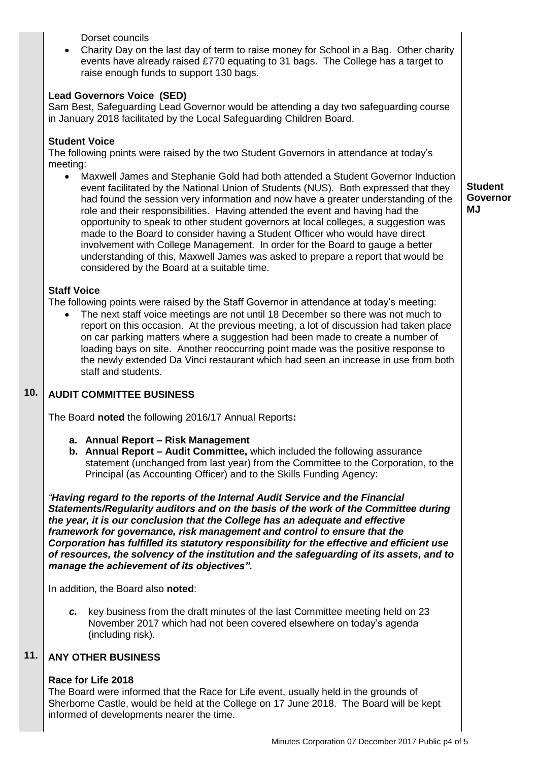Dorset councils

- Charity Day on the last day of term to raise money for School in a Bag. Other charity events have already raised £770 equating to 31 bags. The College has a target to raise enough funds to support 130 bags.

**Lead Governors Voice (SED)**

Sam Best, Safeguarding Lead Governor would be attending a day two safeguarding course in January 2018 facilitated by the Local Safeguarding Children Board.

**Student Voice**

The following points were raised by the two Student Governors in attendance at today's meeting:

- Maxwell James and Stephanie Gold had both attended a Student Governor Induction event facilitated by the National Union of Students (NUS). Both expressed that they had found the session very information and now have a greater understanding of the role and their responsibilities. Having attended the event and having had the opportunity to speak to other student governors at local colleges, a suggestion was made to the Board to consider having a Student Officer who would have direct involvement with College Management. In order for the Board to gauge a better understanding of this, Maxwell James was asked to prepare a report that would be considered by the Board at a suitable time. **Student Governor MJ**

**Staff Voice**

The following points were raised by the Staff Governor in attendance at today's meeting:

- The next staff voice meetings are not until 18 December so there was not much to report on this occasion. At the previous meeting, a lot of discussion had taken place on car parking matters where a suggestion had been made to create a number of loading bays on site. Another reoccurring point made was the positive response to the newly extended Da Vinci restaurant which had seen an increase in use from both staff and students.

## 10. AUDIT COMMITTEE BUSINESS

The Board **noted** the following 2016/17 Annual Reports**:**

- **a. Annual Report – Risk Management**
- **b. Annual Report – Audit Committee,** which included the following assurance statement (unchanged from last year) from the Committee to the Corporation, to the Principal (as Accounting Officer) and to the Skills Funding Agency:

***"Having regard to the reports of the Internal Audit Service and the Financial Statements/Regularity auditors and on the basis of the work of the Committee during the year, it is our conclusion that the College has an adequate and effective framework for governance, risk management and control to ensure that the Corporation has fulfilled its statutory responsibility for the effective and efficient use of resources, the solvency of the institution and the safeguarding of its assets, and to manage the achievement of its objectives".***

In addition, the Board also **noted**:

- ***c.*** key business from the draft minutes of the last Committee meeting held on 23 November 2017 which had not been covered elsewhere on today's agenda (including risk).

## 11. ANY OTHER BUSINESS

**Race for Life 2018**

The Board were informed that the Race for Life event, usually held in the grounds of Sherborne Castle, would be held at the College on 17 June 2018. The Board will be kept informed of developments nearer the time.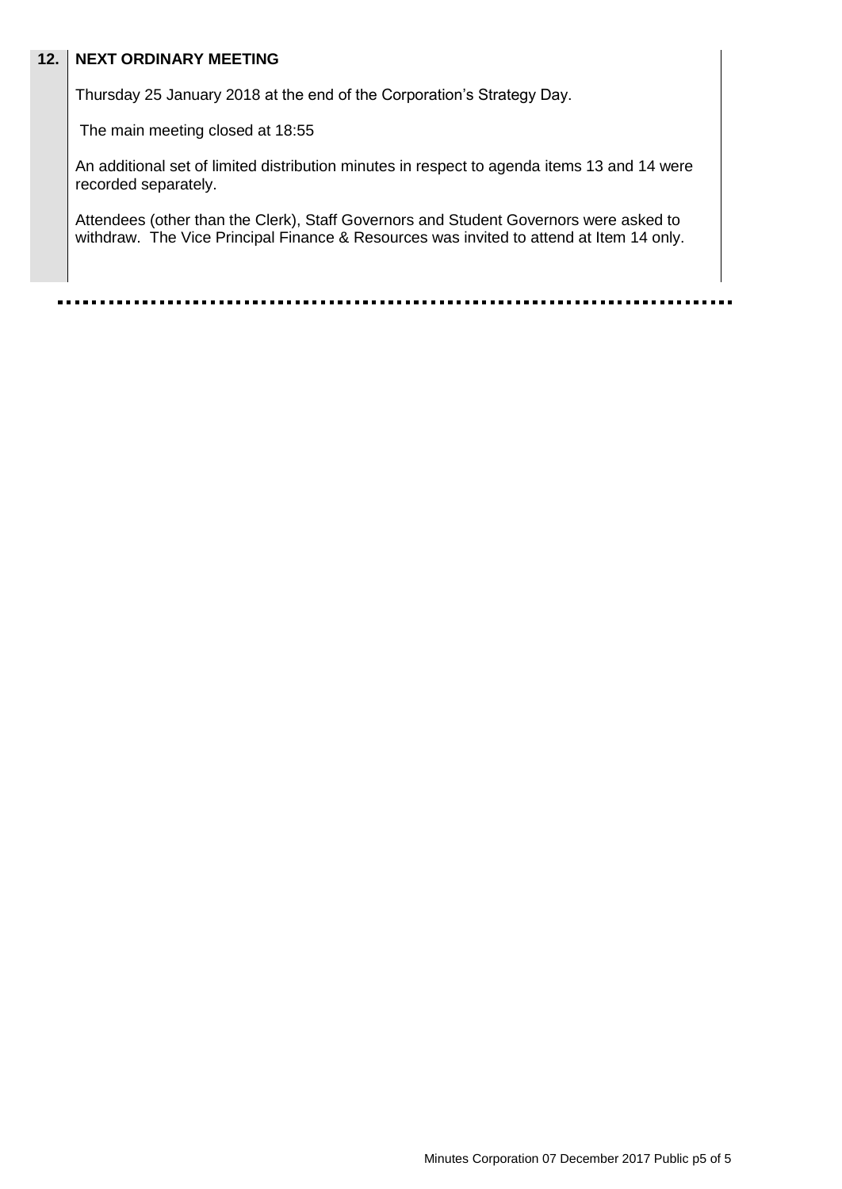## 12. NEXT ORDINARY MEETING

Thursday 25 January 2018 at the end of the Corporation's Strategy Day.

The main meeting closed at 18:55

An additional set of limited distribution minutes in respect to agenda items 13 and 14 were recorded separately.

Attendees (other than the Clerk), Staff Governors and Student Governors were asked to withdraw. The Vice Principal Finance & Resources was invited to attend at Item 14 only.